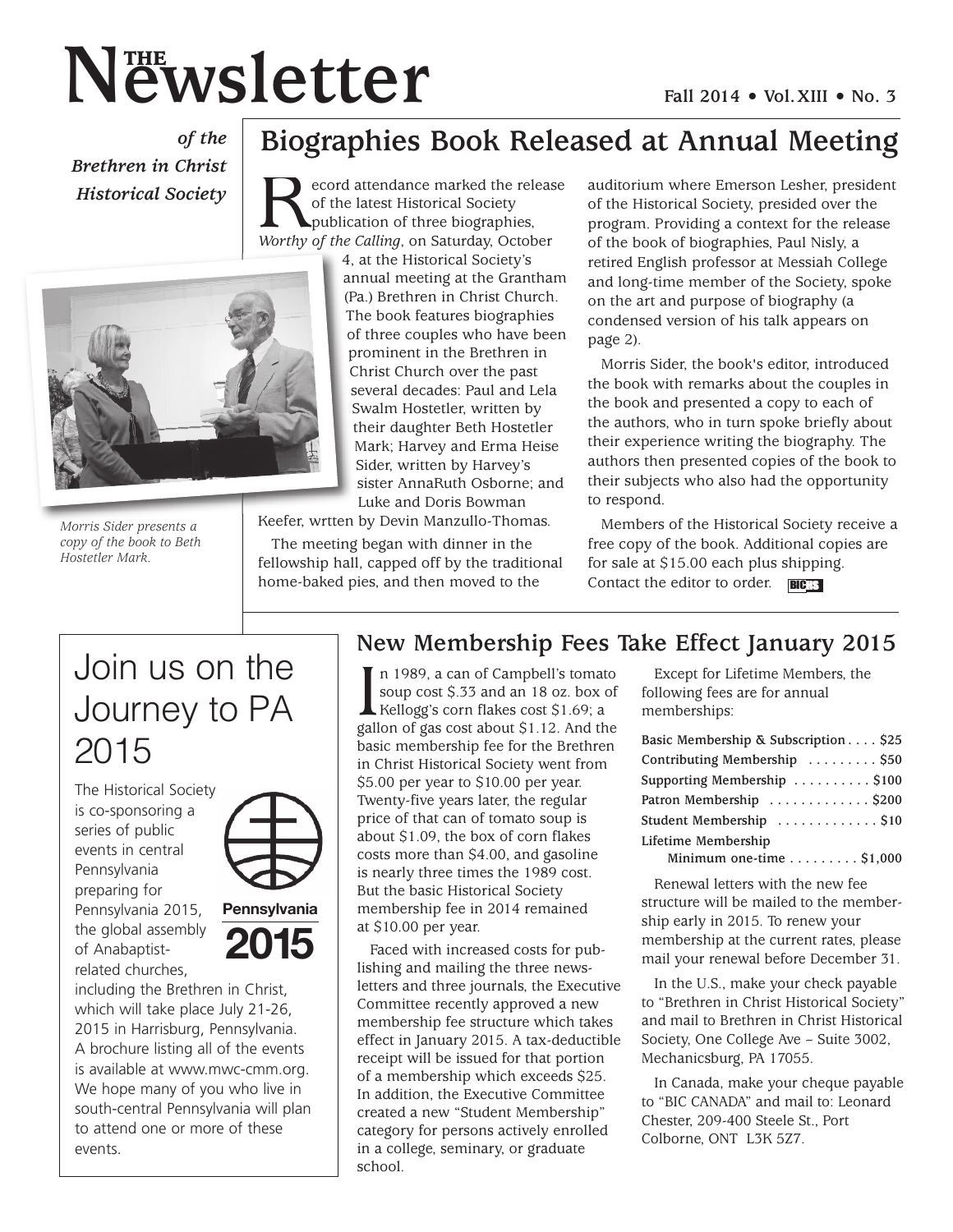# The Newsletter

*of the Brethren in Christ Historical Society*

Fall 2014 • Vol. XIII • No. 3

## Biographies Book Released at Annual Meeting

Record attendance marked the release of the latest Historical Society publication of three biographies, *Worthy of the Calling*, on Saturday, October 4, at the Historical Society's annual meeting at the Grantham (Pa.) Brethren in Christ Church. The book features biographies of three couples who have been prominent in the Brethren in Christ Church over the past several decades: Paul and Lela Swalm Hostetler, written by their daughter Beth Hostetler Mark; Harvey and Erma Heise Sider, written by Harvey's sister AnnaRuth Osborne; and Luke and Doris Bowman Keefer, wrtten by Devin Manzullo-Thomas.

*Morris Sider presents a copy of the book to Beth Hostetler Mark.*

The meeting began with dinner in the fellowship hall, capped off by the traditional home-baked pies, and then moved to the auditorium where Emerson Lesher, president of the Historical Society, presided over the program. Providing a context for the release of the book of biographies, Paul Nisly, a retired English professor at Messiah College and long-time member of the Society, spoke on the art and purpose of biography (a condensed version of his talk appears on page 2).

Morris Sider, the book's editor, introduced the book with remarks about the couples in the book and presented a copy to each of the authors, who in turn spoke briefly about their experience writing the biography. The authors then presented copies of the book to their subjects who also had the opportunity to respond.

Members of the Historical Society receive a free copy of the book. Additional copies are for sale at $15.00 each plus shipping. Contact the editor to order.

## Join us on the Journey to PA 2015

Pennsylvania 2015

The Historical Society is co-sponsoring a series of public events in central Pennsylvania preparing for Pennsylvania 2015, the global assembly of Anabaptist-related churches, including the Brethren in Christ, which will take place July 21-26, 2015 in Harrisburg, Pennsylvania. A brochure listing all of the events is available at www.mwc-cmm.org. We hope many of you who live in south-central Pennsylvania will plan to attend one or more of these events.

## New Membership Fees Take Effect January 2015

In 1989, a can of Campbell's tomato soup cost $.33 and an 18 oz. box of Kellogg's corn flakes cost $1.69; a gallon of gas cost about $1.12. And the basic membership fee for the Brethren in Christ Historical Society went from $5.00 per year to $10.00 per year. Twenty-five years later, the regular price of that can of tomato soup is about $1.09, the box of corn flakes costs more than $4.00, and gasoline is nearly three times the 1989 cost. But the basic Historical Society membership fee in 2014 remained at $10.00 per year.

Faced with increased costs for publishing and mailing the three newsletters and three journals, the Executive Committee recently approved a new membership fee structure which takes effect in January 2015. A tax-deductible receipt will be issued for that portion of a membership which exceeds $25. In addition, the Executive Committee created a new "Student Membership" category for persons actively enrolled in a college, seminary, or graduate school.

Except for Lifetime Members, the following fees are for annual memberships:

| Membership | Fee |
| --- | --- |
| Basic Membership & Subscription | $25 |
| Contributing Membership | $50 |
| Supporting Membership | $100 |
| Patron Membership | $200 |
| Student Membership | $10 |
| Lifetime Membership Minimum one-time | $1,000 |

Renewal letters with the new fee structure will be mailed to the membership early in 2015. To renew your membership at the current rates, please mail your renewal before December 31.

In the U.S., make your check payable to "Brethren in Christ Historical Society" and mail to Brethren in Christ Historical Society, One College Ave – Suite 3002, Mechanicsburg, PA 17055.

In Canada, make your cheque payable to "BIC CANADA" and mail to: Leonard Chester, 209-400 Steele St., Port Colborne, ONT L3K 5Z7.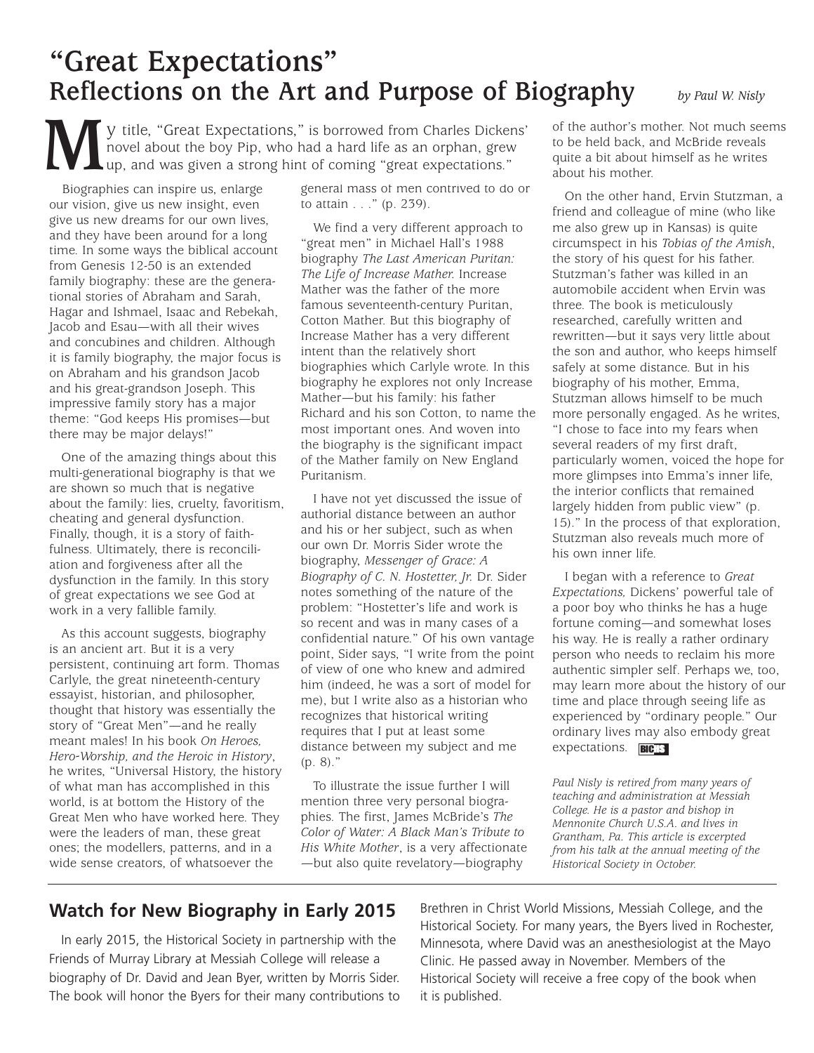# "Great Expectations"

## Reflections on the Art and Purpose of Biography

*by Paul W. Nisly*

My title, "Great Expectations," is borrowed from Charles Dickens' novel about the boy Pip, who had a hard life as an orphan, grew up, and was given a strong hint of coming "great expectations."

Biographies can inspire us, enlarge our vision, give us new insight, even give us new dreams for our own lives, and they have been around for a long time. In some ways the biblical account from Genesis 12-50 is an extended family biography: these are the generational stories of Abraham and Sarah, Hagar and Ishmael, Isaac and Rebekah, Jacob and Esau—with all their wives and concubines and children. Although it is family biography, the major focus is on Abraham and his grandson Jacob and his great-grandson Joseph. This impressive family story has a major theme: "God keeps His promises—but there may be major delays!"

One of the amazing things about this multi-generational biography is that we are shown so much that is negative about the family: lies, cruelty, favoritism, cheating and general dysfunction. Finally, though, it is a story of faithfulness. Ultimately, there is reconciliation and forgiveness after all the dysfunction in the family. In this story of great expectations we see God at work in a very fallible family.

As this account suggests, biography is an ancient art. But it is a very persistent, continuing art form. Thomas Carlyle, the great nineteenth-century essayist, historian, and philosopher, thought that history was essentially the story of "Great Men"—and he really meant males! In his book *On Heroes, Hero-Worship, and the Heroic in History*, he writes, "Universal History, the history of what man has accomplished in this world, is at bottom the History of the Great Men who have worked here. They were the leaders of man, these great ones; the modellers, patterns, and in a wide sense creators, of whatsoever the general mass of men contrived to do or to attain . . ." (p. 239).

We find a very different approach to "great men" in Michael Hall's 1988 biography *The Last American Puritan: The Life of Increase Mather.* Increase Mather was the father of the more famous seventeenth-century Puritan, Cotton Mather. But this biography of Increase Mather has a very different intent than the relatively short biographies which Carlyle wrote. In this biography he explores not only Increase Mather—but his family: his father Richard and his son Cotton, to name the most important ones. And woven into the biography is the significant impact of the Mather family on New England Puritanism.

I have not yet discussed the issue of authorial distance between an author and his or her subject, such as when our own Dr. Morris Sider wrote the biography, *Messenger of Grace: A Biography of C. N. Hostetter, Jr.* Dr. Sider notes something of the nature of the problem: "Hostetter's life and work is so recent and was in many cases of a confidential nature." Of his own vantage point, Sider says, "I write from the point of view of one who knew and admired him (indeed, he was a sort of model for me), but I write also as a historian who recognizes that historical writing requires that I put at least some distance between my subject and me (p. 8)."

To illustrate the issue further I will mention three very personal biographies. The first, James McBride's *The Color of Water: A Black Man's Tribute to His White Mother*, is a very affectionate—but also quite revelatory—biography of the author's mother. Not much seems to be held back, and McBride reveals quite a bit about himself as he writes about his mother.

On the other hand, Ervin Stutzman, a friend and colleague of mine (who like me also grew up in Kansas) is quite circumspect in his *Tobias of the Amish*, the story of his quest for his father. Stutzman's father was killed in an automobile accident when Ervin was three. The book is meticulously researched, carefully written and rewritten—but it says very little about the son and author, who keeps himself safely at some distance. But in his biography of his mother, Emma, Stutzman allows himself to be much more personally engaged. As he writes, "I chose to face into my fears when several readers of my first draft, particularly women, voiced the hope for more glimpses into Emma's inner life, the interior conflicts that remained largely hidden from public view" (p. 15)." In the process of that exploration, Stutzman also reveals much more of his own inner life.

I began with a reference to *Great Expectations,* Dickens' powerful tale of a poor boy who thinks he has a huge fortune coming—and somewhat loses his way. He is really a rather ordinary person who needs to reclaim his more authentic simpler self. Perhaps we, too, may learn more about the history of our time and place through seeing life as experienced by "ordinary people." Our ordinary lives may also embody great expectations.

*Paul Nisly is retired from many years of teaching and administration at Messiah College. He is a pastor and bishop in Mennonite Church U.S.A. and lives in Grantham, Pa. This article is excerpted from his talk at the annual meeting of the Historical Society in October.*

---

## Watch for New Biography in Early 2015

In early 2015, the Historical Society in partnership with the Friends of Murray Library at Messiah College will release a biography of Dr. David and Jean Byer, written by Morris Sider. The book will honor the Byers for their many contributions to Brethren in Christ World Missions, Messiah College, and the Historical Society. For many years, the Byers lived in Rochester, Minnesota, where David was an anesthesiologist at the Mayo Clinic. He passed away in November. Members of the Historical Society will receive a free copy of the book when it is published.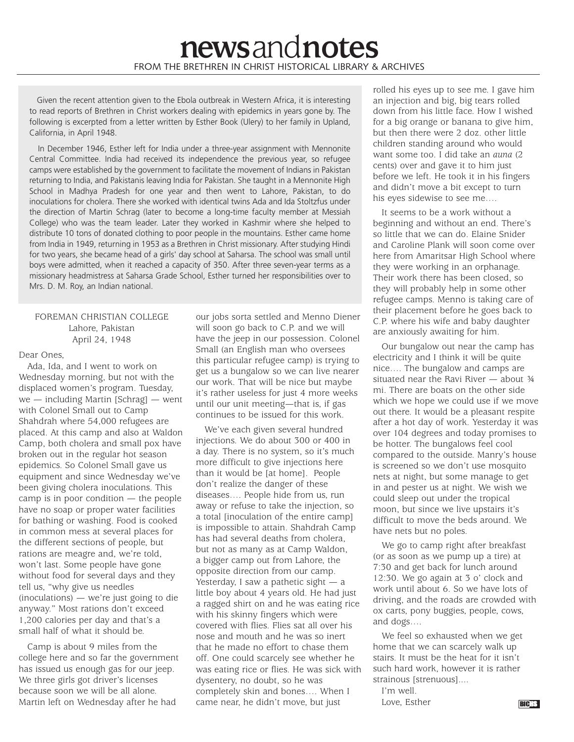# newsandnotes

FROM THE BRETHREN IN CHRIST HISTORICAL LIBRARY & ARCHIVES

Given the recent attention given to the Ebola outbreak in Western Africa, it is interesting to read reports of Brethren in Christ workers dealing with epidemics in years gone by. The following is excerpted from a letter written by Esther Book (Ulery) to her family in Upland, California, in April 1948.

In December 1946, Esther left for India under a three-year assignment with Mennonite Central Committee. India had received its independence the previous year, so refugee camps were established by the government to facilitate the movement of Indians in Pakistan returning to India, and Pakistanis leaving India for Pakistan. She taught in a Mennonite High School in Madhya Pradesh for one year and then went to Lahore, Pakistan, to do inoculations for cholera. There she worked with identical twins Ada and Ida Stoltzfus under the direction of Martin Schrag (later to become a long-time faculty member at Messiah College) who was the team leader. Later they worked in Kashmir where she helped to distribute 10 tons of donated clothing to poor people in the mountains. Esther came home from India in 1949, returning in 1953 as a Brethren in Christ missionary. After studying Hindi for two years, she became head of a girls' day school at Saharsa. The school was small until boys were admitted, when it reached a capacity of 350. After three seven-year terms as a missionary headmistress at Saharsa Grade School, Esther turned her responsibilities over to Mrs. D. M. Roy, an Indian national.

FOREMAN CHRISTIAN COLLEGE
Lahore, Pakistan
April 24, 1948

Dear Ones,

Ada, Ida, and I went to work on Wednesday morning, but not with the displaced women's program. Tuesday, we — including Martin [Schrag] — went with Colonel Small out to Camp Shahdrah where 54,000 refugees are placed. At this camp and also at Waldon Camp, both cholera and small pox have broken out in the regular hot season epidemics. So Colonel Small gave us equipment and since Wednesday we've been giving cholera inoculations. This camp is in poor condition — the people have no soap or proper water facilities for bathing or washing. Food is cooked in common mess at several places for the different sections of people, but rations are meagre and, we're told, won't last. Some people have gone without food for several days and they tell us, "why give us needles (inoculations) — we're just going to die anyway." Most rations don't exceed 1,200 calories per day and that's a small half of what it should be.

Camp is about 9 miles from the college here and so far the government has issued us enough gas for our jeep. We three girls got driver's licenses because soon we will be all alone. Martin left on Wednesday after he had our jobs sorta settled and Menno Diener will soon go back to C.P. and we will have the jeep in our possession. Colonel Small (an English man who oversees this particular refugee camp) is trying to get us a bungalow so we can live nearer our work. That will be nice but maybe it's rather useless for just 4 more weeks until our unit meeting—that is, if gas continues to be issued for this work.

We've each given several hundred injections. We do about 300 or 400 in a day. There is no system, so it's much more difficult to give injections here than it would be [at home]. People don't realize the danger of these diseases…. People hide from us, run away or refuse to take the injection, so a total [inoculation of the entire camp] is impossible to attain. Shahdrah Camp has had several deaths from cholera, but not as many as at Camp Waldon, a bigger camp out from Lahore, the opposite direction from our camp. Yesterday, I saw a pathetic sight — a little boy about 4 years old. He had just a ragged shirt on and he was eating rice with his skinny fingers which were covered with flies. Flies sat all over his nose and mouth and he was so inert that he made no effort to chase them off. One could scarcely see whether he was eating rice or flies. He was sick with dysentery, no doubt, so he was completely skin and bones…. When I came near, he didn't move, but just rolled his eyes up to see me. I gave him an injection and big, big tears rolled down from his little face. How I wished for a big orange or banana to give him, but then there were 2 doz. other little children standing around who would want some too. I did take an *auna* (2 cents) over and gave it to him just before we left. He took it in his fingers and didn't move a bit except to turn his eyes sidewise to see me….

It seems to be a work without a beginning and without an end. There's so little that we can do. Elaine Snider and Caroline Plank will soon come over here from Amaritsar High School where they were working in an orphanage. Their work there has been closed, so they will probably help in some other refugee camps. Menno is taking care of their placement before he goes back to C.P. where his wife and baby daughter are anxiously awaiting for him.

Our bungalow out near the camp has electricity and I think it will be quite nice…. The bungalow and camps are situated near the Ravi River — about ¾ mi. There are boats on the other side which we hope we could use if we move out there. It would be a pleasant respite after a hot day of work. Yesterday it was over 104 degrees and today promises to be hotter. The bungalows feel cool compared to the outside. Manry's house is screened so we don't use mosquito nets at night, but some manage to get in and pester us at night. We wish we could sleep out under the tropical moon, but since we live upstairs it's difficult to move the beds around. We have nets but no poles.

We go to camp right after breakfast (or as soon as we pump up a tire) at 7:30 and get back for lunch around 12:30. We go again at 3 o' clock and work until about 6. So we have lots of driving, and the roads are crowded with ox carts, pony buggies, people, cows, and dogs….

We feel so exhausted when we get home that we can scarcely walk up stairs. It must be the heat for it isn't such hard work, however it is rather strainous [strenuous]....

I'm well.

Love, Esther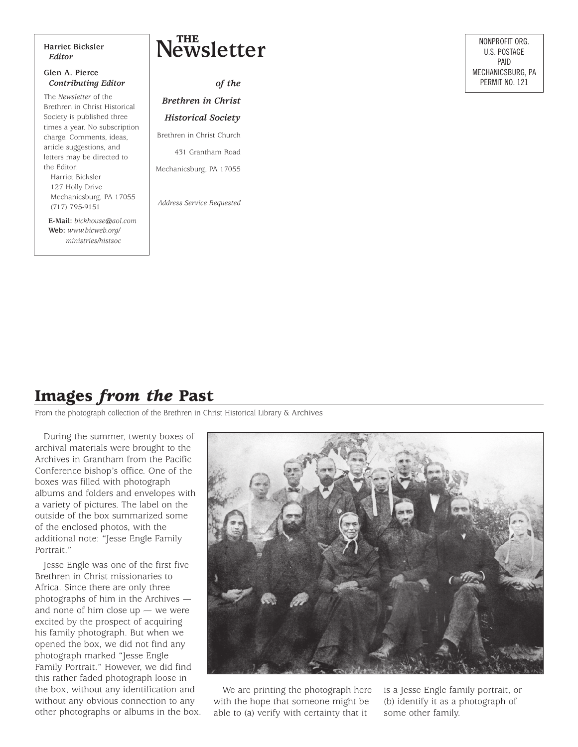Harriet Bicksler
*Editor*

Glen A. Pierce
*Contributing Editor*

The *Newsletter* of the Brethren in Christ Historical Society is published three times a year. No subscription charge. Comments, ideas, article suggestions, and letters may be directed to the Editor:
Harriet Bicksler
127 Holly Drive
Mechanicsburg, PA 17055
(717) 795-9151

**E-Mail:** *bickhouse@aol.com*
**Web:** *www.bicweb.org/ministries/histsoc*

# THE Newsletter

***of the Brethren in Christ Historical Society***

Brethren in Christ Church
431 Grantham Road
Mechanicsburg, PA 17055

*Address Service Requested*

NONPROFIT ORG.
U.S. POSTAGE
PAID
MECHANICSBURG, PA
PERMIT NO. 121

## Images *from the* Past

From the photograph collection of the Brethren in Christ Historical Library & Archives

During the summer, twenty boxes of archival materials were brought to the Archives in Grantham from the Pacific Conference bishop's office. One of the boxes was filled with photograph albums and folders and envelopes with a variety of pictures. The label on the outside of the box summarized some of the enclosed photos, with the additional note: "Jesse Engle Family Portrait."

Jesse Engle was one of the first five Brethren in Christ missionaries to Africa. Since there are only three photographs of him in the Archives — and none of him close up — we were excited by the prospect of acquiring his family photograph. But when we opened the box, we did not find any photograph marked "Jesse Engle Family Portrait." However, we did find this rather faded photograph loose in the box, without any identification and without any obvious connection to any other photographs or albums in the box.

We are printing the photograph here with the hope that someone might be able to (a) verify with certainty that it is a Jesse Engle family portrait, or (b) identify it as a photograph of some other family.